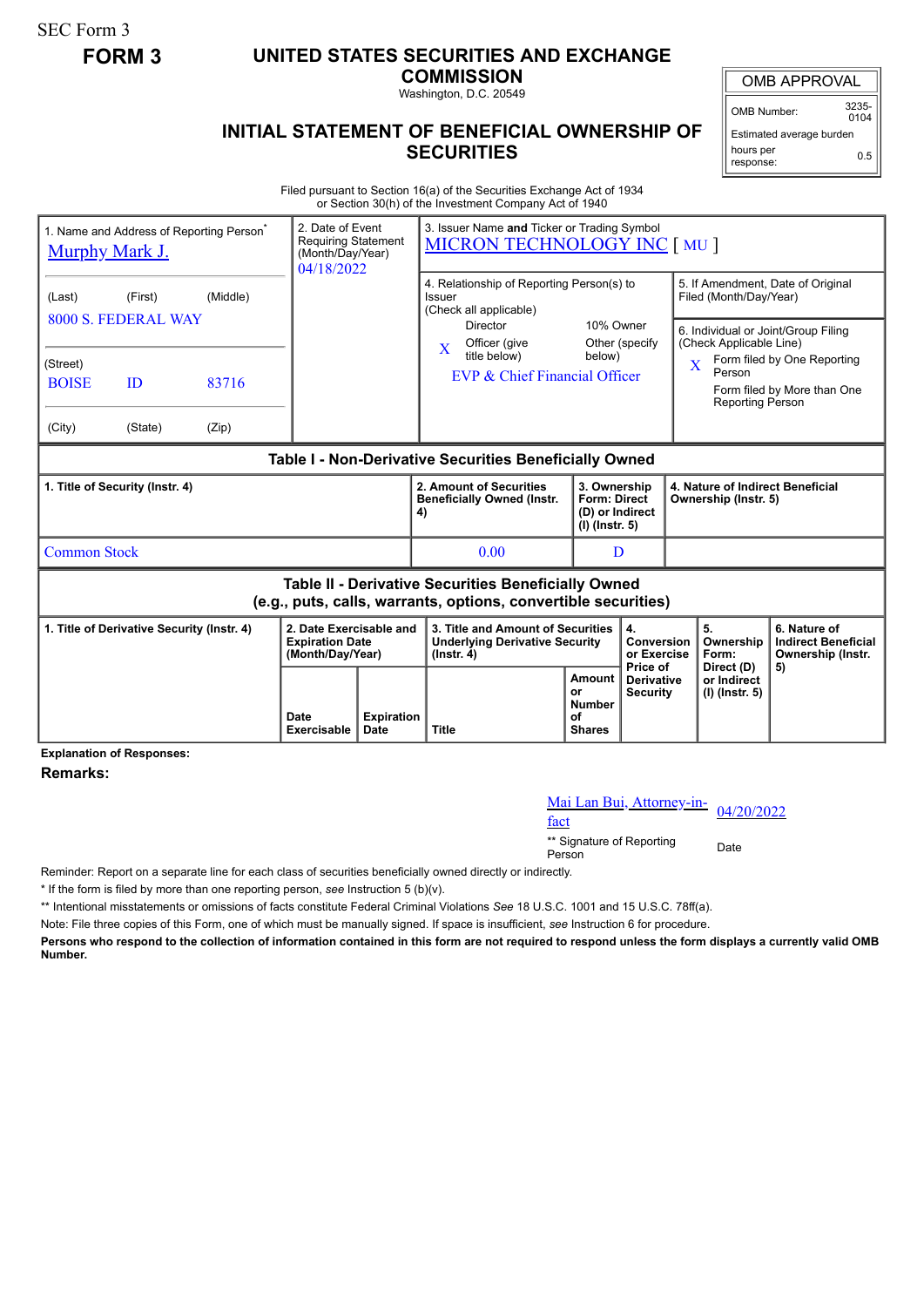SEC Form 3

**FORM 3**

# UNITED STATES SECURITIES AND EXCHANGE COMMISSION

Washington, D.C. 20549

## INITIAL STATEMENT OF BENEFICIAL OWNERSHIP OF SECURITIES

| OMB APPROVAL | |
|---|---|
| OMB Number: | 3235-0104 |
| Estimated average burden hours per response: | 0.5 |

Filed pursuant to Section 16(a) of the Securities Exchange Act of 1934 or Section 30(h) of the Investment Company Act of 1940

1. Name and Address of Reporting Person*
Murphy Mark J.

(Last) (First) (Middle)
8000 S. FEDERAL WAY

(Street)
BOISE ID 83716

(City) (State) (Zip)

2. Date of Event Requiring Statement (Month/Day/Year)
04/18/2022

3. Issuer Name **and** Ticker or Trading Symbol
MICRON TECHNOLOGY INC [ MU ]

4. Relationship of Reporting Person(s) to Issuer (Check all applicable)
Director
10% Owner
X Officer (give title below)
Other (specify below)
EVP & Chief Financial Officer

5. If Amendment, Date of Original Filed (Month/Day/Year)

6. Individual or Joint/Group Filing (Check Applicable Line)
X Form filed by One Reporting Person
Form filed by More than One Reporting Person

**Table I - Non-Derivative Securities Beneficially Owned**

| 1. Title of Security (Instr. 4) | 2. Amount of Securities Beneficially Owned (Instr. 4) | 3. Ownership Form: Direct (D) or Indirect (I) (Instr. 5) | 4. Nature of Indirect Beneficial Ownership (Instr. 5) |
|---|---|---|---|
| Common Stock | 0.00 | D | |

**Table II - Derivative Securities Beneficially Owned (e.g., puts, calls, warrants, options, convertible securities)**

| 1. Title of Derivative Security (Instr. 4) | 2. Date Exercisable and Expiration Date (Month/Day/Year) | | 3. Title and Amount of Securities Underlying Derivative Security (Instr. 4) | | 4. Conversion or Exercise Price of Derivative Security | 5. Ownership Form: Direct (D) or Indirect (I) (Instr. 5) | 6. Nature of Indirect Beneficial Ownership (Instr. 5) |
|---|---|---|---|---|---|---|---|
| | Date Exercisable | Expiration Date | Title | Amount or Number of Shares | | | |

**Explanation of Responses:**

**Remarks:**

Mai Lan Bui, Attorney-in-fact — 04/20/2022

** Signature of Reporting Person — Date

Reminder: Report on a separate line for each class of securities beneficially owned directly or indirectly.

* If the form is filed by more than one reporting person, *see* Instruction 5 (b)(v).

** Intentional misstatements or omissions of facts constitute Federal Criminal Violations *See* 18 U.S.C. 1001 and 15 U.S.C. 78ff(a).

Note: File three copies of this Form, one of which must be manually signed. If space is insufficient, *see* Instruction 6 for procedure.

**Persons who respond to the collection of information contained in this form are not required to respond unless the form displays a currently valid OMB Number.**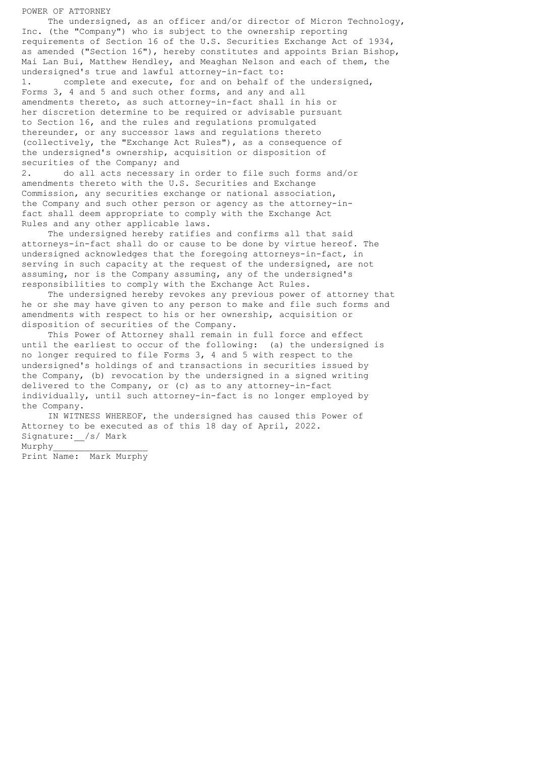# POWER OF ATTORNEY

The undersigned, as an officer and/or director of Micron Technology, Inc. (the "Company") who is subject to the ownership reporting requirements of Section 16 of the U.S. Securities Exchange Act of 1934, as amended ("Section 16"), hereby constitutes and appoints Brian Bishop, Mai Lan Bui, Matthew Hendley, and Meaghan Nelson and each of them, the undersigned's true and lawful attorney-in-fact to:

1. complete and execute, for and on behalf of the undersigned, Forms 3, 4 and 5 and such other forms, and any and all amendments thereto, as such attorney-in-fact shall in his or her discretion determine to be required or advisable pursuant to Section 16, and the rules and regulations promulgated thereunder, or any successor laws and regulations thereto (collectively, the "Exchange Act Rules"), as a consequence of the undersigned's ownership, acquisition or disposition of securities of the Company; and
2. do all acts necessary in order to file such forms and/or amendments thereto with the U.S. Securities and Exchange Commission, any securities exchange or national association, the Company and such other person or agency as the attorney-in-fact shall deem appropriate to comply with the Exchange Act Rules and any other applicable laws.

The undersigned hereby ratifies and confirms all that said attorneys-in-fact shall do or cause to be done by virtue hereof. The undersigned acknowledges that the foregoing attorneys-in-fact, in serving in such capacity at the request of the undersigned, are not assuming, nor is the Company assuming, any of the undersigned's responsibilities to comply with the Exchange Act Rules.

The undersigned hereby revokes any previous power of attorney that he or she may have given to any person to make and file such forms and amendments with respect to his or her ownership, acquisition or disposition of securities of the Company.

This Power of Attorney shall remain in full force and effect until the earliest to occur of the following: (a) the undersigned is no longer required to file Forms 3, 4 and 5 with respect to the undersigned's holdings of and transactions in securities issued by the Company, (b) revocation by the undersigned in a signed writing delivered to the Company, or (c) as to any attorney-in-fact individually, until such attorney-in-fact is no longer employed by the Company.

IN WITNESS WHEREOF, the undersigned has caused this Power of Attorney to be executed as of this 18 day of April, 2022.

Signature:__/s/ Mark Murphy__________________

Print Name: Mark Murphy